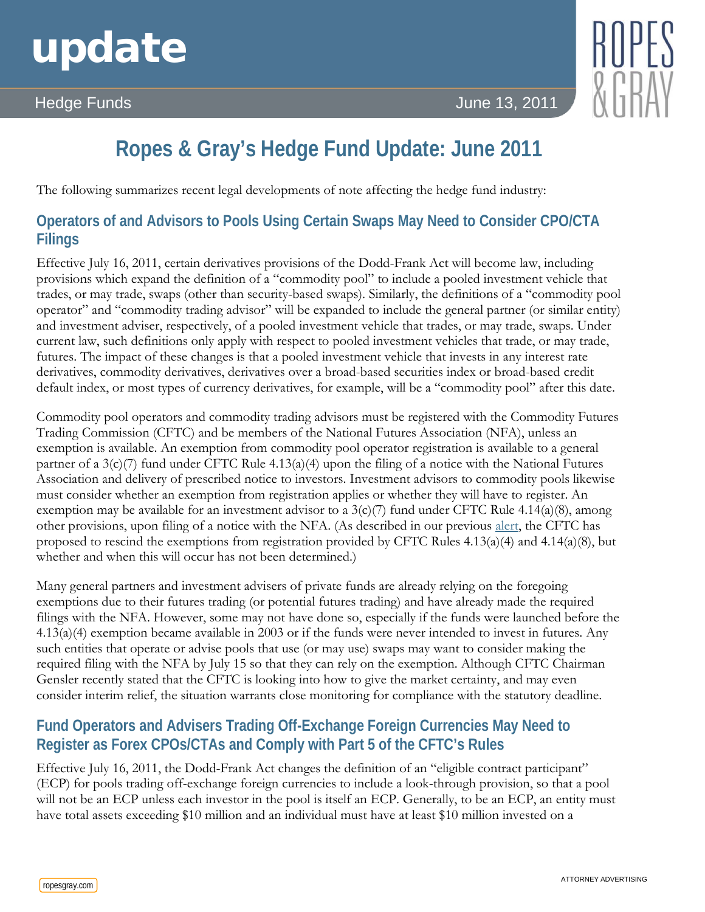# Ropes & Gray's Hedge Fund Update: June 2011

Hedge Funds — June 13, 2011

The following summarizes recent legal developments of note affecting the hedge fund industry:

## Operators of and Advisors to Pools Using Certain Swaps May Need to Consider CPO/CTA Filings

Effective July 16, 2011, certain derivatives provisions of the Dodd-Frank Act will become law, including provisions which expand the definition of a "commodity pool" to include a pooled investment vehicle that trades, or may trade, swaps (other than security-based swaps). Similarly, the definitions of a "commodity pool operator" and "commodity trading advisor" will be expanded to include the general partner (or similar entity) and investment adviser, respectively, of a pooled investment vehicle that trades, or may trade, swaps. Under current law, such definitions only apply with respect to pooled investment vehicles that trade, or may trade, futures. The impact of these changes is that a pooled investment vehicle that invests in any interest rate derivatives, commodity derivatives, derivatives over a broad-based securities index or broad-based credit default index, or most types of currency derivatives, for example, will be a "commodity pool" after this date.

Commodity pool operators and commodity trading advisors must be registered with the Commodity Futures Trading Commission (CFTC) and be members of the National Futures Association (NFA), unless an exemption is available. An exemption from commodity pool operator registration is available to a general partner of a 3(c)(7) fund under CFTC Rule 4.13(a)(4) upon the filing of a notice with the National Futures Association and delivery of prescribed notice to investors. Investment advisors to commodity pools likewise must consider whether an exemption from registration applies or whether they will have to register. An exemption may be available for an investment advisor to a 3(c)(7) fund under CFTC Rule 4.14(a)(8), among other provisions, upon filing of a notice with the NFA. (As described in our previous alert, the CFTC has proposed to rescind the exemptions from registration provided by CFTC Rules 4.13(a)(4) and 4.14(a)(8), but whether and when this will occur has not been determined.)

Many general partners and investment advisers of private funds are already relying on the foregoing exemptions due to their futures trading (or potential futures trading) and have already made the required filings with the NFA. However, some may not have done so, especially if the funds were launched before the 4.13(a)(4) exemption became available in 2003 or if the funds were never intended to invest in futures. Any such entities that operate or advise pools that use (or may use) swaps may want to consider making the required filing with the NFA by July 15 so that they can rely on the exemption. Although CFTC Chairman Gensler recently stated that the CFTC is looking into how to give the market certainty, and may even consider interim relief, the situation warrants close monitoring for compliance with the statutory deadline.

## Fund Operators and Advisers Trading Off-Exchange Foreign Currencies May Need to Register as Forex CPOs/CTAs and Comply with Part 5 of the CFTC's Rules

Effective July 16, 2011, the Dodd-Frank Act changes the definition of an "eligible contract participant" (ECP) for pools trading off-exchange foreign currencies to include a look-through provision, so that a pool will not be an ECP unless each investor in the pool is itself an ECP. Generally, to be an ECP, an entity must have total assets exceeding $10 million and an individual must have at least $10 million invested on a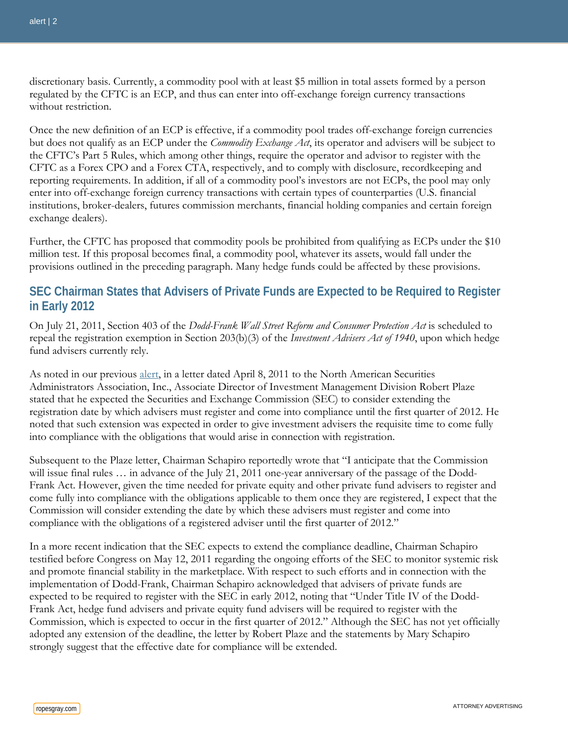discretionary basis. Currently, a commodity pool with at least $5 million in total assets formed by a person regulated by the CFTC is an ECP, and thus can enter into off-exchange foreign currency transactions without restriction.

Once the new definition of an ECP is effective, if a commodity pool trades off-exchange foreign currencies but does not qualify as an ECP under the *Commodity Exchange Act*, its operator and advisers will be subject to the CFTC's Part 5 Rules, which among other things, require the operator and advisor to register with the CFTC as a Forex CPO and a Forex CTA, respectively, and to comply with disclosure, recordkeeping and reporting requirements. In addition, if all of a commodity pool's investors are not ECPs, the pool may only enter into off-exchange foreign currency transactions with certain types of counterparties (U.S. financial institutions, broker-dealers, futures commission merchants, financial holding companies and certain foreign exchange dealers).

Further, the CFTC has proposed that commodity pools be prohibited from qualifying as ECPs under the $10 million test. If this proposal becomes final, a commodity pool, whatever its assets, would fall under the provisions outlined in the preceding paragraph. Many hedge funds could be affected by these provisions.

## SEC Chairman States that Advisers of Private Funds are Expected to be Required to Register in Early 2012

On July 21, 2011, Section 403 of the *Dodd-Frank Wall Street Reform and Consumer Protection Act* is scheduled to repeal the registration exemption in Section 203(b)(3) of the *Investment Advisers Act of 1940*, upon which hedge fund advisers currently rely.

As noted in our previous alert, in a letter dated April 8, 2011 to the North American Securities Administrators Association, Inc., Associate Director of Investment Management Division Robert Plaze stated that he expected the Securities and Exchange Commission (SEC) to consider extending the registration date by which advisers must register and come into compliance until the first quarter of 2012. He noted that such extension was expected in order to give investment advisers the requisite time to come fully into compliance with the obligations that would arise in connection with registration.

Subsequent to the Plaze letter, Chairman Schapiro reportedly wrote that "I anticipate that the Commission will issue final rules … in advance of the July 21, 2011 one-year anniversary of the passage of the Dodd-Frank Act. However, given the time needed for private equity and other private fund advisers to register and come fully into compliance with the obligations applicable to them once they are registered, I expect that the Commission will consider extending the date by which these advisers must register and come into compliance with the obligations of a registered adviser until the first quarter of 2012."

In a more recent indication that the SEC expects to extend the compliance deadline, Chairman Schapiro testified before Congress on May 12, 2011 regarding the ongoing efforts of the SEC to monitor systemic risk and promote financial stability in the marketplace. With respect to such efforts and in connection with the implementation of Dodd-Frank, Chairman Schapiro acknowledged that advisers of private funds are expected to be required to register with the SEC in early 2012, noting that "Under Title IV of the Dodd-Frank Act, hedge fund advisers and private equity fund advisers will be required to register with the Commission, which is expected to occur in the first quarter of 2012." Although the SEC has not yet officially adopted any extension of the deadline, the letter by Robert Plaze and the statements by Mary Schapiro strongly suggest that the effective date for compliance will be extended.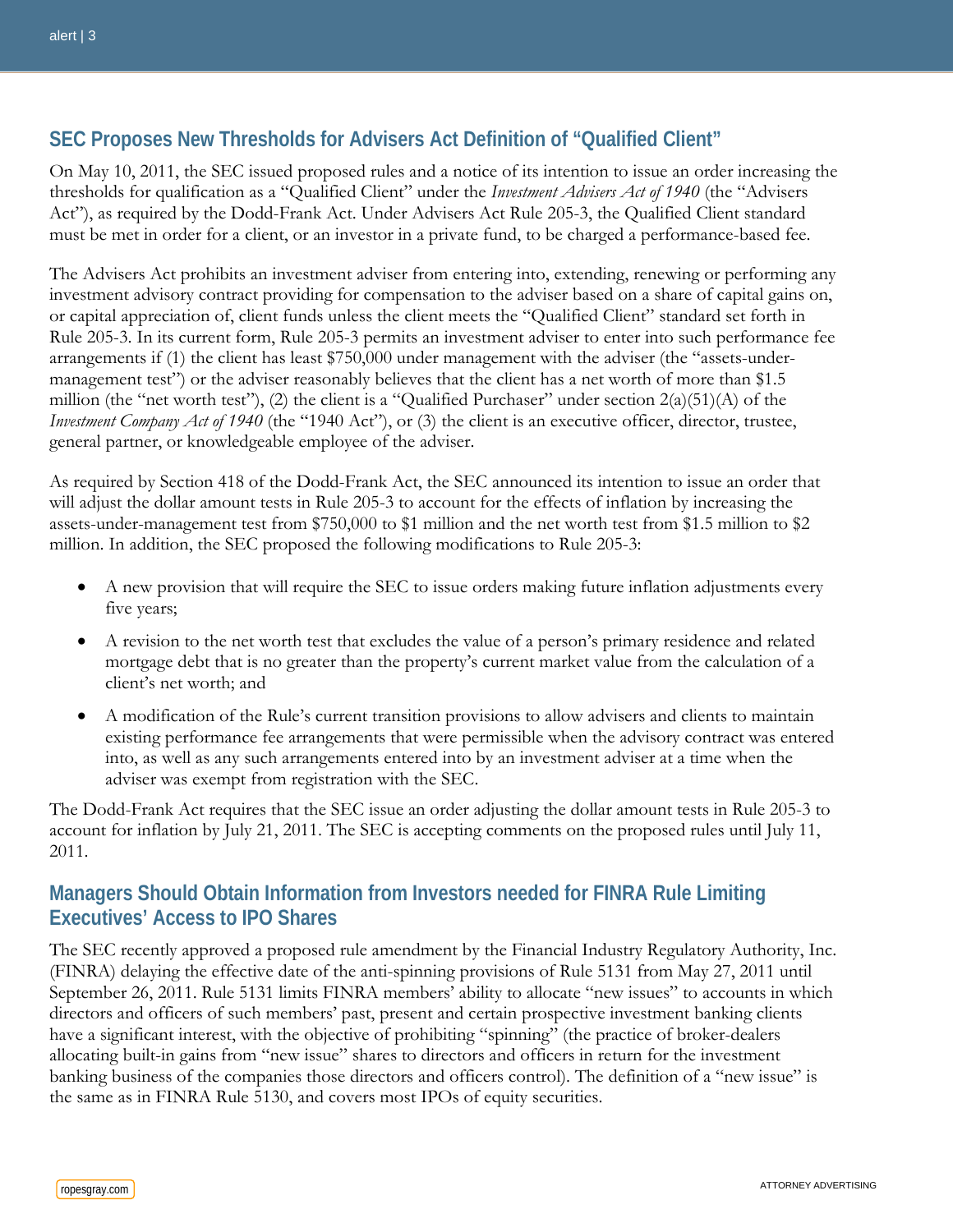## SEC Proposes New Thresholds for Advisers Act Definition of "Qualified Client"

On May 10, 2011, the SEC issued proposed rules and a notice of its intention to issue an order increasing the thresholds for qualification as a "Qualified Client" under the *Investment Advisers Act of 1940* (the "Advisers Act"), as required by the Dodd-Frank Act. Under Advisers Act Rule 205-3, the Qualified Client standard must be met in order for a client, or an investor in a private fund, to be charged a performance-based fee.

The Advisers Act prohibits an investment adviser from entering into, extending, renewing or performing any investment advisory contract providing for compensation to the adviser based on a share of capital gains on, or capital appreciation of, client funds unless the client meets the "Qualified Client" standard set forth in Rule 205-3. In its current form, Rule 205-3 permits an investment adviser to enter into such performance fee arrangements if (1) the client has least $750,000 under management with the adviser (the "assets-under-management test") or the adviser reasonably believes that the client has a net worth of more than $1.5 million (the "net worth test"), (2) the client is a "Qualified Purchaser" under section 2(a)(51)(A) of the *Investment Company Act of 1940* (the "1940 Act"), or (3) the client is an executive officer, director, trustee, general partner, or knowledgeable employee of the adviser.

As required by Section 418 of the Dodd-Frank Act, the SEC announced its intention to issue an order that will adjust the dollar amount tests in Rule 205-3 to account for the effects of inflation by increasing the assets-under-management test from $750,000 to $1 million and the net worth test from $1.5 million to $2 million. In addition, the SEC proposed the following modifications to Rule 205-3:

- A new provision that will require the SEC to issue orders making future inflation adjustments every five years;
- A revision to the net worth test that excludes the value of a person's primary residence and related mortgage debt that is no greater than the property's current market value from the calculation of a client's net worth; and
- A modification of the Rule's current transition provisions to allow advisers and clients to maintain existing performance fee arrangements that were permissible when the advisory contract was entered into, as well as any such arrangements entered into by an investment adviser at a time when the adviser was exempt from registration with the SEC.

The Dodd-Frank Act requires that the SEC issue an order adjusting the dollar amount tests in Rule 205-3 to account for inflation by July 21, 2011. The SEC is accepting comments on the proposed rules until July 11, 2011.

## Managers Should Obtain Information from Investors needed for FINRA Rule Limiting Executives' Access to IPO Shares

The SEC recently approved a proposed rule amendment by the Financial Industry Regulatory Authority, Inc. (FINRA) delaying the effective date of the anti-spinning provisions of Rule 5131 from May 27, 2011 until September 26, 2011. Rule 5131 limits FINRA members' ability to allocate "new issues" to accounts in which directors and officers of such members' past, present and certain prospective investment banking clients have a significant interest, with the objective of prohibiting "spinning" (the practice of broker-dealers allocating built-in gains from "new issue" shares to directors and officers in return for the investment banking business of the companies those directors and officers control). The definition of a "new issue" is the same as in FINRA Rule 5130, and covers most IPOs of equity securities.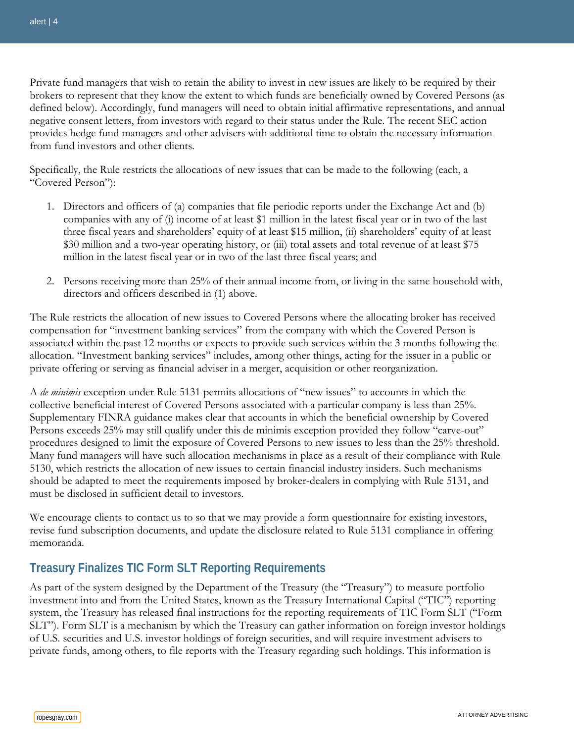Private fund managers that wish to retain the ability to invest in new issues are likely to be required by their brokers to represent that they know the extent to which funds are beneficially owned by Covered Persons (as defined below). Accordingly, fund managers will need to obtain initial affirmative representations, and annual negative consent letters, from investors with regard to their status under the Rule. The recent SEC action provides hedge fund managers and other advisers with additional time to obtain the necessary information from fund investors and other clients.

Specifically, the Rule restricts the allocations of new issues that can be made to the following (each, a "<u>Covered Person</u>"):

1. Directors and officers of (a) companies that file periodic reports under the Exchange Act and (b) companies with any of (i) income of at least $1 million in the latest fiscal year or in two of the last three fiscal years and shareholders' equity of at least $15 million, (ii) shareholders' equity of at least $30 million and a two-year operating history, or (iii) total assets and total revenue of at least $75 million in the latest fiscal year or in two of the last three fiscal years; and

2. Persons receiving more than 25% of their annual income from, or living in the same household with, directors and officers described in (1) above.

The Rule restricts the allocation of new issues to Covered Persons where the allocating broker has received compensation for "investment banking services" from the company with which the Covered Person is associated within the past 12 months or expects to provide such services within the 3 months following the allocation. "Investment banking services" includes, among other things, acting for the issuer in a public or private offering or serving as financial adviser in a merger, acquisition or other reorganization.

A *de minimis* exception under Rule 5131 permits allocations of "new issues" to accounts in which the collective beneficial interest of Covered Persons associated with a particular company is less than 25%. Supplementary FINRA guidance makes clear that accounts in which the beneficial ownership by Covered Persons exceeds 25% may still qualify under this de minimis exception provided they follow "carve-out" procedures designed to limit the exposure of Covered Persons to new issues to less than the 25% threshold. Many fund managers will have such allocation mechanisms in place as a result of their compliance with Rule 5130, which restricts the allocation of new issues to certain financial industry insiders. Such mechanisms should be adapted to meet the requirements imposed by broker-dealers in complying with Rule 5131, and must be disclosed in sufficient detail to investors.

We encourage clients to contact us to so that we may provide a form questionnaire for existing investors, revise fund subscription documents, and update the disclosure related to Rule 5131 compliance in offering memoranda.

## Treasury Finalizes TIC Form SLT Reporting Requirements

As part of the system designed by the Department of the Treasury (the "Treasury") to measure portfolio investment into and from the United States, known as the Treasury International Capital ("TIC") reporting system, the Treasury has released final instructions for the reporting requirements of TIC Form SLT ("Form SLT"). Form SLT is a mechanism by which the Treasury can gather information on foreign investor holdings of U.S. securities and U.S. investor holdings of foreign securities, and will require investment advisers to private funds, among others, to file reports with the Treasury regarding such holdings. This information is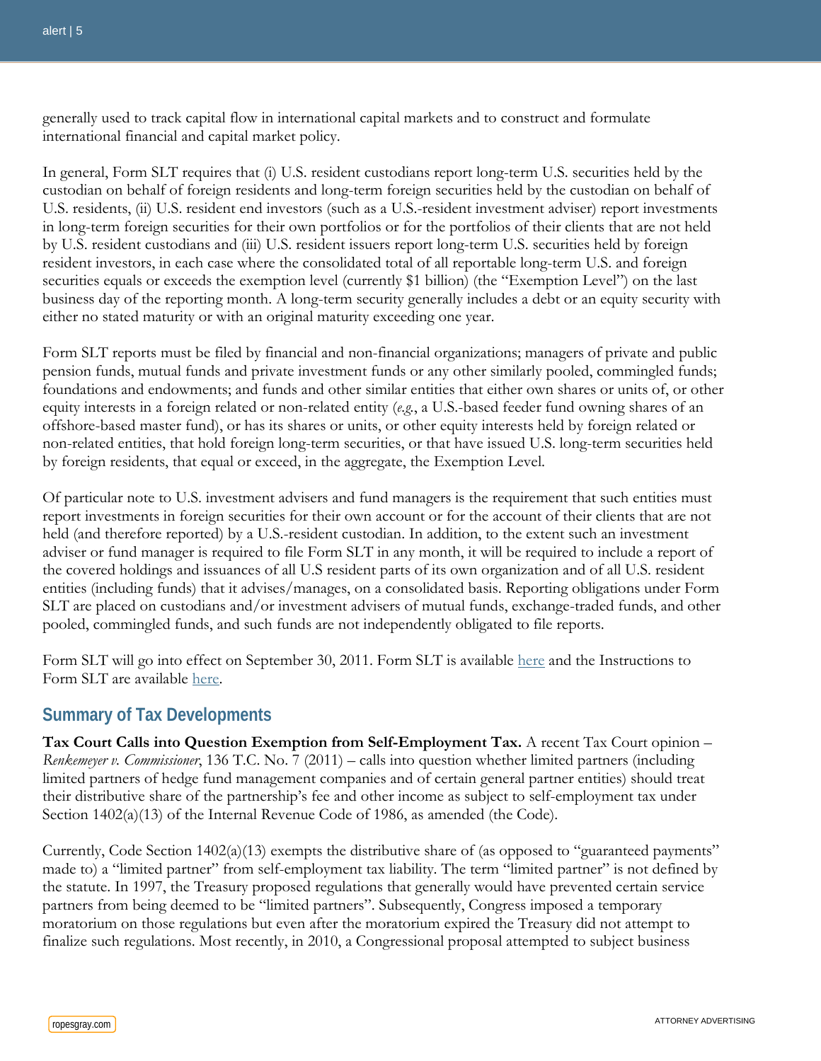generally used to track capital flow in international capital markets and to construct and formulate international financial and capital market policy.

In general, Form SLT requires that (i) U.S. resident custodians report long-term U.S. securities held by the custodian on behalf of foreign residents and long-term foreign securities held by the custodian on behalf of U.S. residents, (ii) U.S. resident end investors (such as a U.S.-resident investment adviser) report investments in long-term foreign securities for their own portfolios or for the portfolios of their clients that are not held by U.S. resident custodians and (iii) U.S. resident issuers report long-term U.S. securities held by foreign resident investors, in each case where the consolidated total of all reportable long-term U.S. and foreign securities equals or exceeds the exemption level (currently $1 billion) (the "Exemption Level") on the last business day of the reporting month. A long-term security generally includes a debt or an equity security with either no stated maturity or with an original maturity exceeding one year.

Form SLT reports must be filed by financial and non-financial organizations; managers of private and public pension funds, mutual funds and private investment funds or any other similarly pooled, commingled funds; foundations and endowments; and funds and other similar entities that either own shares or units of, or other equity interests in a foreign related or non-related entity (*e.g.*, a U.S.-based feeder fund owning shares of an offshore-based master fund), or has its shares or units, or other equity interests held by foreign related or non-related entities, that hold foreign long-term securities, or that have issued U.S. long-term securities held by foreign residents, that equal or exceed, in the aggregate, the Exemption Level.

Of particular note to U.S. investment advisers and fund managers is the requirement that such entities must report investments in foreign securities for their own account or for the account of their clients that are not held (and therefore reported) by a U.S.-resident custodian. In addition, to the extent such an investment adviser or fund manager is required to file Form SLT in any month, it will be required to include a report of the covered holdings and issuances of all U.S resident parts of its own organization and of all U.S. resident entities (including funds) that it advises/manages, on a consolidated basis. Reporting obligations under Form SLT are placed on custodians and/or investment advisers of mutual funds, exchange-traded funds, and other pooled, commingled funds, and such funds are not independently obligated to file reports.

Form SLT will go into effect on September 30, 2011. Form SLT is available here and the Instructions to Form SLT are available here.

## Summary of Tax Developments

**Tax Court Calls into Question Exemption from Self-Employment Tax.** A recent Tax Court opinion – *Renkemeyer v. Commissioner*, 136 T.C. No. 7 (2011) – calls into question whether limited partners (including limited partners of hedge fund management companies and of certain general partner entities) should treat their distributive share of the partnership's fee and other income as subject to self-employment tax under Section 1402(a)(13) of the Internal Revenue Code of 1986, as amended (the Code).

Currently, Code Section 1402(a)(13) exempts the distributive share of (as opposed to "guaranteed payments" made to) a "limited partner" from self-employment tax liability. The term "limited partner" is not defined by the statute. In 1997, the Treasury proposed regulations that generally would have prevented certain service partners from being deemed to be "limited partners". Subsequently, Congress imposed a temporary moratorium on those regulations but even after the moratorium expired the Treasury did not attempt to finalize such regulations. Most recently, in 2010, a Congressional proposal attempted to subject business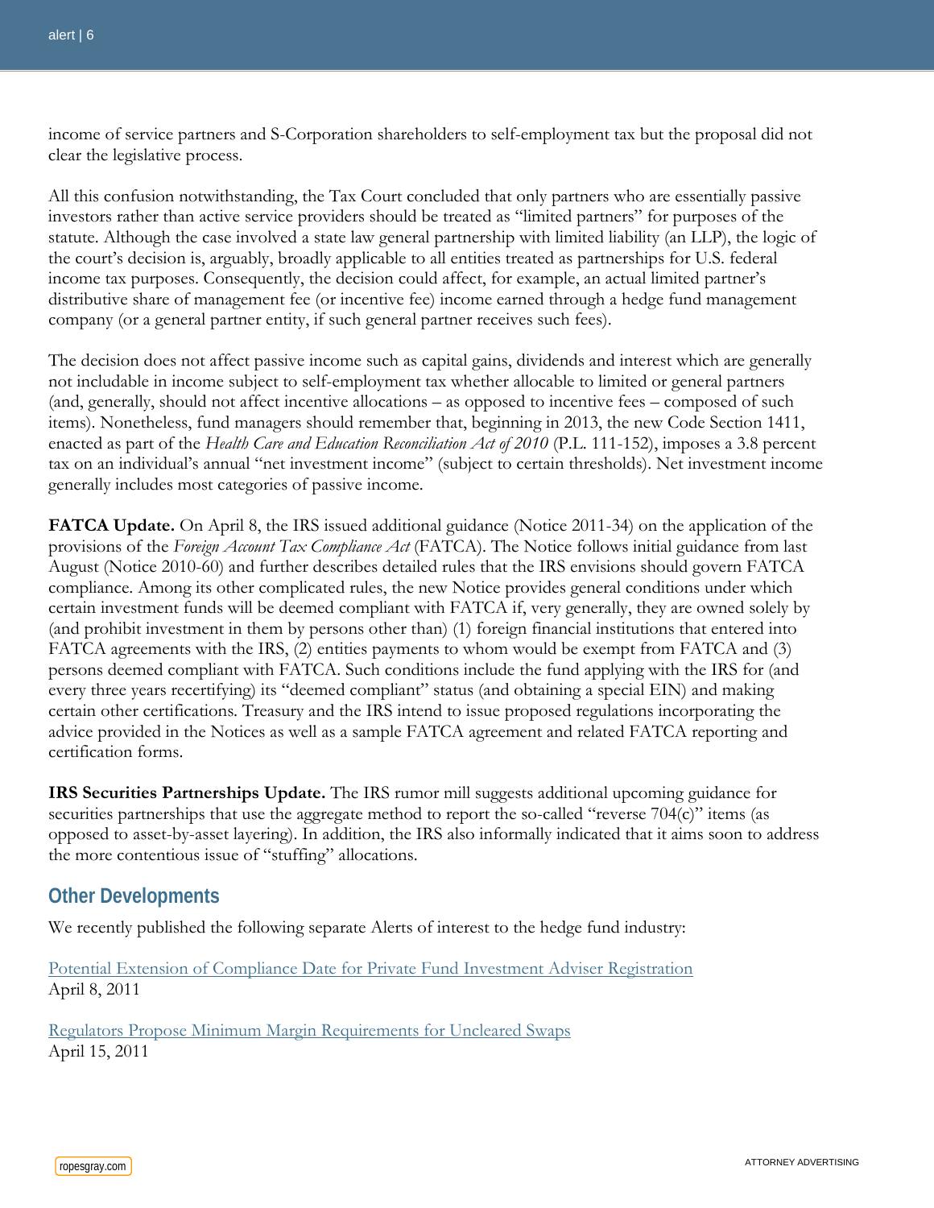income of service partners and S-Corporation shareholders to self-employment tax but the proposal did not clear the legislative process.

All this confusion notwithstanding, the Tax Court concluded that only partners who are essentially passive investors rather than active service providers should be treated as "limited partners" for purposes of the statute. Although the case involved a state law general partnership with limited liability (an LLP), the logic of the court's decision is, arguably, broadly applicable to all entities treated as partnerships for U.S. federal income tax purposes. Consequently, the decision could affect, for example, an actual limited partner's distributive share of management fee (or incentive fee) income earned through a hedge fund management company (or a general partner entity, if such general partner receives such fees).

The decision does not affect passive income such as capital gains, dividends and interest which are generally not includable in income subject to self-employment tax whether allocable to limited or general partners (and, generally, should not affect incentive allocations – as opposed to incentive fees – composed of such items). Nonetheless, fund managers should remember that, beginning in 2013, the new Code Section 1411, enacted as part of the *Health Care and Education Reconciliation Act of 2010* (P.L. 111-152), imposes a 3.8 percent tax on an individual's annual "net investment income" (subject to certain thresholds). Net investment income generally includes most categories of passive income.

**FATCA Update.** On April 8, the IRS issued additional guidance (Notice 2011-34) on the application of the provisions of the *Foreign Account Tax Compliance Act* (FATCA). The Notice follows initial guidance from last August (Notice 2010-60) and further describes detailed rules that the IRS envisions should govern FATCA compliance. Among its other complicated rules, the new Notice provides general conditions under which certain investment funds will be deemed compliant with FATCA if, very generally, they are owned solely by (and prohibit investment in them by persons other than) (1) foreign financial institutions that entered into FATCA agreements with the IRS, (2) entities payments to whom would be exempt from FATCA and (3) persons deemed compliant with FATCA. Such conditions include the fund applying with the IRS for (and every three years recertifying) its "deemed compliant" status (and obtaining a special EIN) and making certain other certifications. Treasury and the IRS intend to issue proposed regulations incorporating the advice provided in the Notices as well as a sample FATCA agreement and related FATCA reporting and certification forms.

**IRS Securities Partnerships Update.** The IRS rumor mill suggests additional upcoming guidance for securities partnerships that use the aggregate method to report the so-called "reverse 704(c)" items (as opposed to asset-by-asset layering). In addition, the IRS also informally indicated that it aims soon to address the more contentious issue of "stuffing" allocations.

## Other Developments

We recently published the following separate Alerts of interest to the hedge fund industry:

Potential Extension of Compliance Date for Private Fund Investment Adviser Registration
April 8, 2011

Regulators Propose Minimum Margin Requirements for Uncleared Swaps
April 15, 2011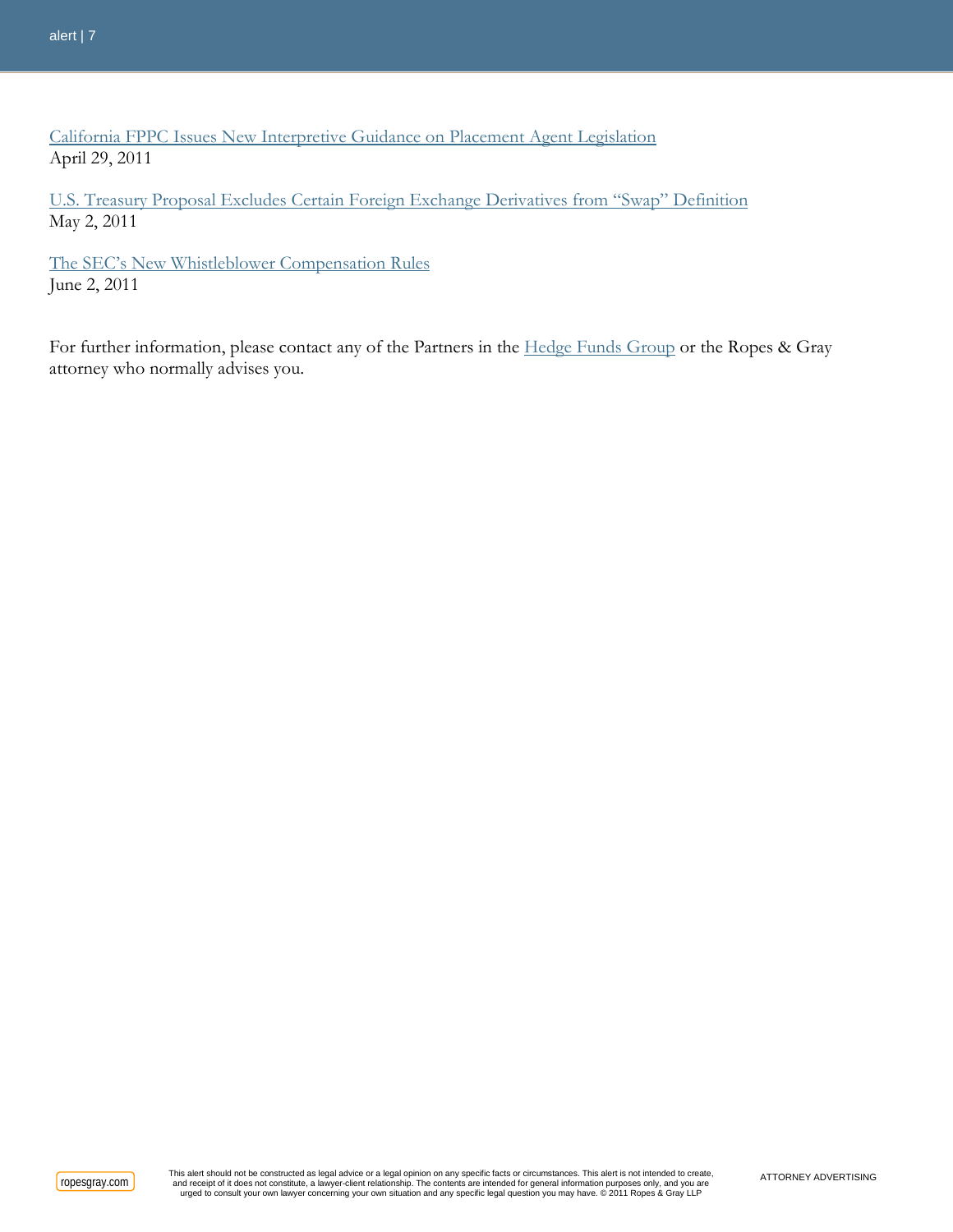California FPPC Issues New Interpretive Guidance on Placement Agent Legislation
April 29, 2011

U.S. Treasury Proposal Excludes Certain Foreign Exchange Derivatives from "Swap" Definition
May 2, 2011

The SEC's New Whistleblower Compensation Rules
June 2, 2011

For further information, please contact any of the Partners in the Hedge Funds Group or the Ropes & Gray attorney who normally advises you.

ropesgray.com

This alert should not be constructed as legal advice or a legal opinion on any specific facts or circumstances. This alert is not intended to create, and receipt of it does not constitute, a lawyer-client relationship. The contents are intended for general information purposes only, and you are urged to consult your own lawyer concerning your own situation and any specific legal question you may have. © 2011 Ropes & Gray LLP

ATTORNEY ADVERTISING